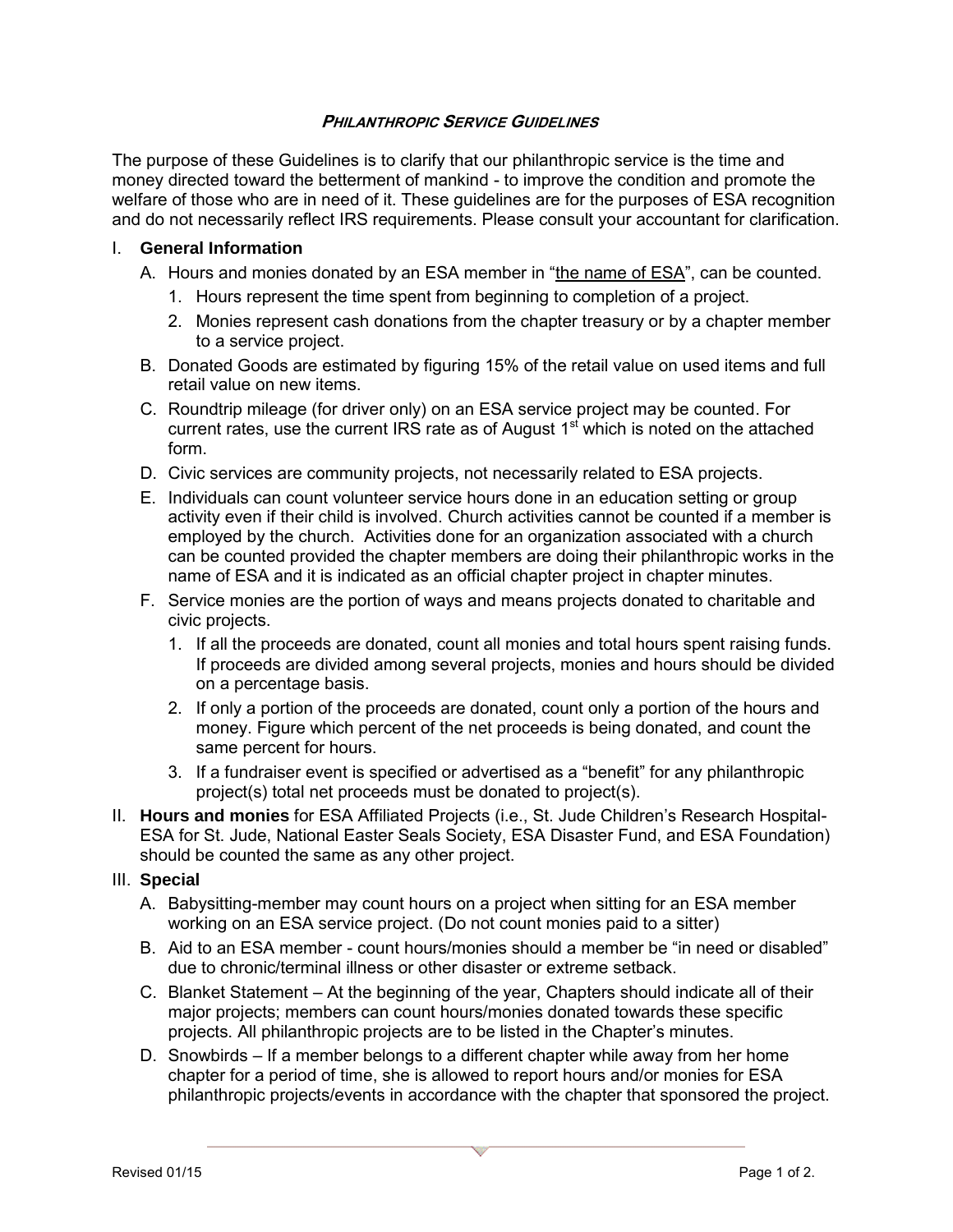### *PHILANTHROPIC SERVICE GUIDELINES*

The purpose of these Guidelines is to clarify that our philanthropic service is the time and money directed toward the betterment of mankind - to improve the condition and promote the welfare of those who are in need of it. These guidelines are for the purposes of ESA recognition and do not necessarily reflect IRS requirements. Please consult your accountant for clarification.

I. **General Information**

   A. Hours and monies donated by an ESA member in "<u>the name of ESA</u>", can be counted.

      1. Hours represent the time spent from beginning to completion of a project.
      2. Monies represent cash donations from the chapter treasury or by a chapter member to a service project.

   B. Donated Goods are estimated by figuring 15% of the retail value on used items and full retail value on new items.

   C. Roundtrip mileage (for driver only) on an ESA service project may be counted. For current rates, use the current IRS rate as of August 1st which is noted on the attached form.

   D. Civic services are community projects, not necessarily related to ESA projects.

   E. Individuals can count volunteer service hours done in an education setting or group activity even if their child is involved. Church activities cannot be counted if a member is employed by the church. Activities done for an organization associated with a church can be counted provided the chapter members are doing their philanthropic works in the name of ESA and it is indicated as an official chapter project in chapter minutes.

   F. Service monies are the portion of ways and means projects donated to charitable and civic projects.

      1. If all the proceeds are donated, count all monies and total hours spent raising funds. If proceeds are divided among several projects, monies and hours should be divided on a percentage basis.
      2. If only a portion of the proceeds are donated, count only a portion of the hours and money. Figure which percent of the net proceeds is being donated, and count the same percent for hours.
      3. If a fundraiser event is specified or advertised as a "benefit" for any philanthropic project(s) total net proceeds must be donated to project(s).

II. **Hours and monies** for ESA Affiliated Projects (i.e., St. Jude Children's Research Hospital-ESA for St. Jude, National Easter Seals Society, ESA Disaster Fund, and ESA Foundation) should be counted the same as any other project.

III. **Special**

   A. Babysitting-member may count hours on a project when sitting for an ESA member working on an ESA service project. (Do not count monies paid to a sitter)

   B. Aid to an ESA member - count hours/monies should a member be "in need or disabled" due to chronic/terminal illness or other disaster or extreme setback.

   C. Blanket Statement – At the beginning of the year, Chapters should indicate all of their major projects; members can count hours/monies donated towards these specific projects. All philanthropic projects are to be listed in the Chapter's minutes.

   D. Snowbirds – If a member belongs to a different chapter while away from her home chapter for a period of time, she is allowed to report hours and/or monies for ESA philanthropic projects/events in accordance with the chapter that sponsored the project.

Revised 01/15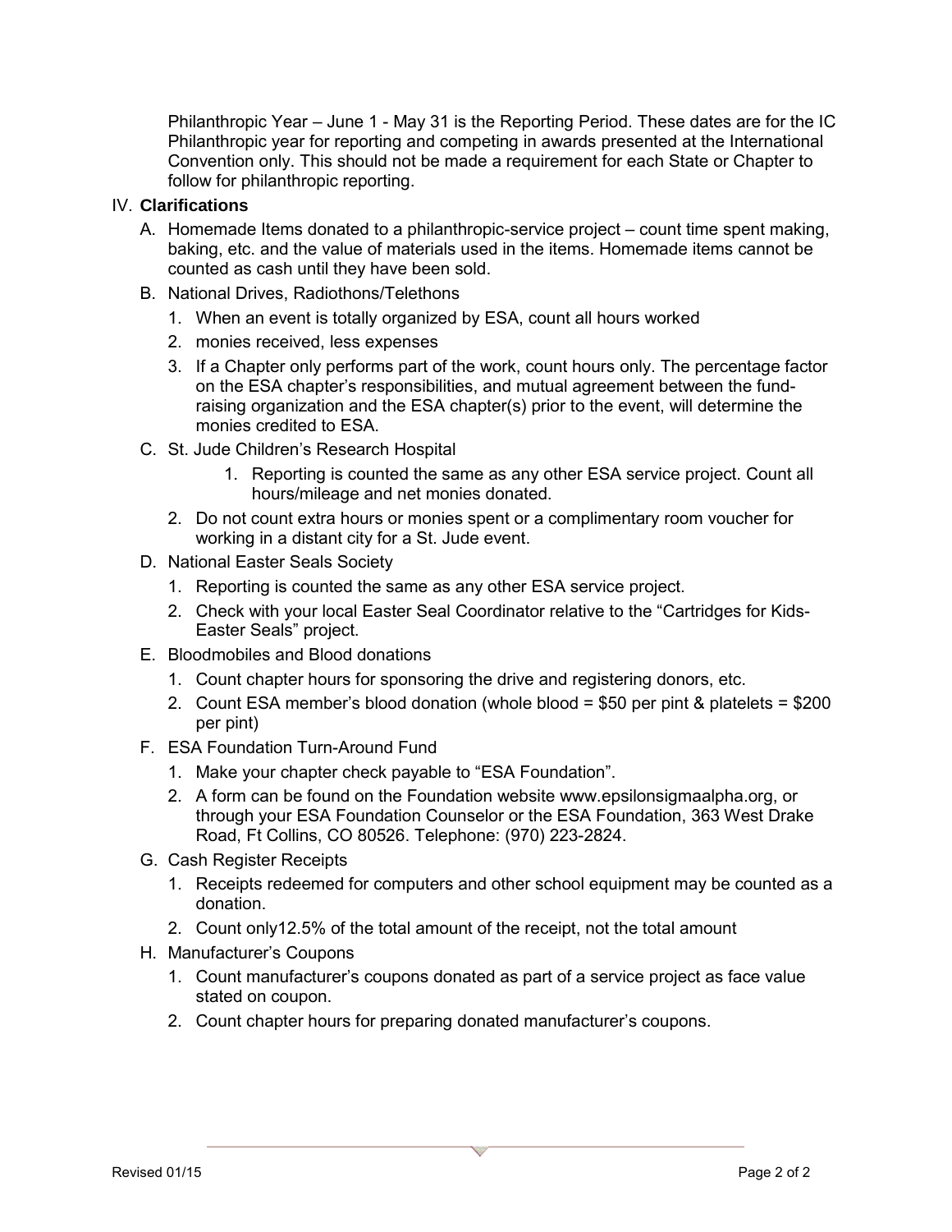Philanthropic Year – June 1 - May 31 is the Reporting Period. These dates are for the IC Philanthropic year for reporting and competing in awards presented at the International Convention only. This should not be made a requirement for each State or Chapter to follow for philanthropic reporting.

## IV. Clarifications

A. Homemade Items donated to a philanthropic-service project – count time spent making, baking, etc. and the value of materials used in the items. Homemade items cannot be counted as cash until they have been sold.

B. National Drives, Radiothons/Telethons

1. When an event is totally organized by ESA, count all hours worked
2. monies received, less expenses
3. If a Chapter only performs part of the work, count hours only. The percentage factor on the ESA chapter's responsibilities, and mutual agreement between the fund-raising organization and the ESA chapter(s) prior to the event, will determine the monies credited to ESA.

C. St. Jude Children's Research Hospital

1. Reporting is counted the same as any other ESA service project. Count all hours/mileage and net monies donated.
2. Do not count extra hours or monies spent or a complimentary room voucher for working in a distant city for a St. Jude event.

D. National Easter Seals Society

1. Reporting is counted the same as any other ESA service project.
2. Check with your local Easter Seal Coordinator relative to the "Cartridges for Kids-Easter Seals" project.

E. Bloodmobiles and Blood donations

1. Count chapter hours for sponsoring the drive and registering donors, etc.
2. Count ESA member's blood donation (whole blood = $50 per pint & platelets = $200 per pint)

F. ESA Foundation Turn-Around Fund

1. Make your chapter check payable to "ESA Foundation".
2. A form can be found on the Foundation website www.epsilonsigmaalpha.org, or through your ESA Foundation Counselor or the ESA Foundation, 363 West Drake Road, Ft Collins, CO 80526. Telephone: (970) 223-2824.

G. Cash Register Receipts

1. Receipts redeemed for computers and other school equipment may be counted as a donation.
2. Count only12.5% of the total amount of the receipt, not the total amount

H. Manufacturer's Coupons

1. Count manufacturer's coupons donated as part of a service project as face value stated on coupon.
2. Count chapter hours for preparing donated manufacturer's coupons.

Revised 01/15